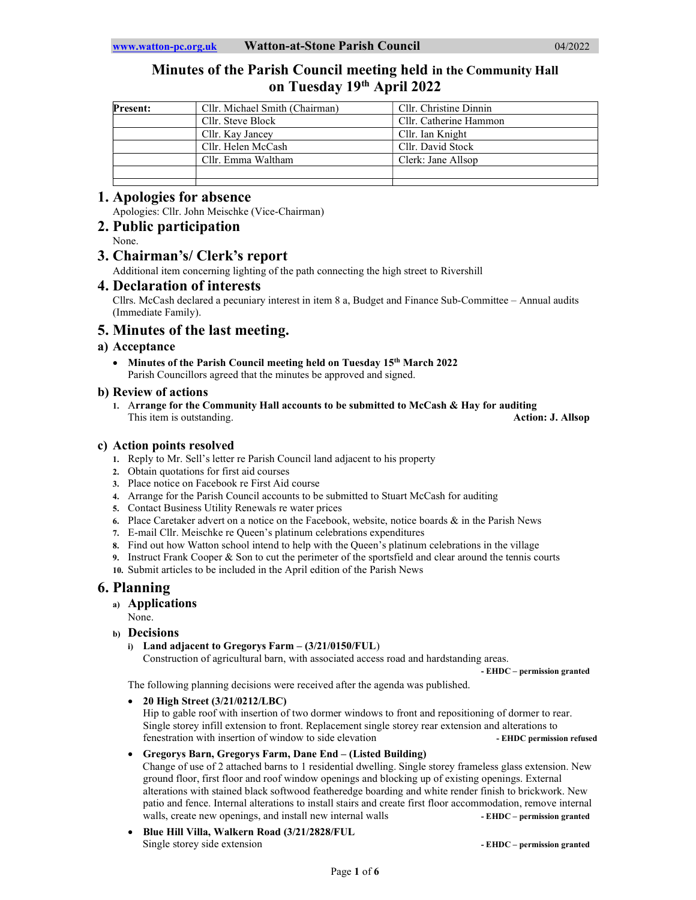# Minutes of the Parish Council meeting held in the Community Hall on Tuesday 19th April 2022

| Present: | Cllr. Michael Smith (Chairman) | Cllr. Christine Dinnin |
|---|---|---|
| | Cllr. Steve Block | Cllr. Catherine Hammon |
| | Cllr. Kay Jancey | Cllr. Ian Knight |
| | Cllr. Helen McCash | Cllr. David Stock |
| | Cllr. Emma Waltham | Clerk: Jane Allsop |
| | | |
| | | |

## 1. Apologies for absence

Apologies: Cllr. John Meischke (Vice-Chairman)

## 2. Public participation

None.

## 3. Chairman's/ Clerk's report

Additional item concerning lighting of the path connecting the high street to Rivershill

## 4. Declaration of interests

Cllrs. McCash declared a pecuniary interest in item 8 a, Budget and Finance Sub-Committee – Annual audits (Immediate Family).

## 5. Minutes of the last meeting.

### a) Acceptance

- **Minutes of the Parish Council meeting held on Tuesday 15th March 2022**
  Parish Councillors agreed that the minutes be approved and signed.

### b) Review of actions

1. **Arrange for the Community Hall accounts to be submitted to McCash & Hay for auditing**
   This item is outstanding. **Action: J. Allsop**

### c) Action points resolved

1. Reply to Mr. Sell's letter re Parish Council land adjacent to his property
2. Obtain quotations for first aid courses
3. Place notice on Facebook re First Aid course
4. Arrange for the Parish Council accounts to be submitted to Stuart McCash for auditing
5. Contact Business Utility Renewals re water prices
6. Place Caretaker advert on a notice on the Facebook, website, notice boards & in the Parish News
7. E-mail Cllr. Meischke re Queen's platinum celebrations expenditures
8. Find out how Watton school intend to help with the Queen's platinum celebrations in the village
9. Instruct Frank Cooper & Son to cut the perimeter of the sportsfield and clear around the tennis courts
10. Submit articles to be included in the April edition of the Parish News

## 6. Planning

### a) Applications

None.

### b) Decisions

i) **Land adjacent to Gregorys Farm – (3/21/0150/FUL)**
Construction of agricultural barn, with associated access road and hardstanding areas.
**- EHDC – permission granted**

The following planning decisions were received after the agenda was published.

- **20 High Street (3/21/0212/LBC)**
  Hip to gable roof with insertion of two dormer windows to front and repositioning of dormer to rear. Single storey infill extension to front. Replacement single storey rear extension and alterations to fenestration with insertion of window to side elevation **- EHDC permission refused**
- **Gregorys Barn, Gregorys Farm, Dane End – (Listed Building)**
  Change of use of 2 attached barns to 1 residential dwelling. Single storey frameless glass extension. New ground floor, first floor and roof window openings and blocking up of existing openings. External alterations with stained black softwood featheredge boarding and white render finish to brickwork. New patio and fence. Internal alterations to install stairs and create first floor accommodation, remove internal walls, create new openings, and install new internal walls **- EHDC – permission granted**
- **Blue Hill Villa, Walkern Road (3/21/2828/FUL**
  Single storey side extension **- EHDC – permission granted**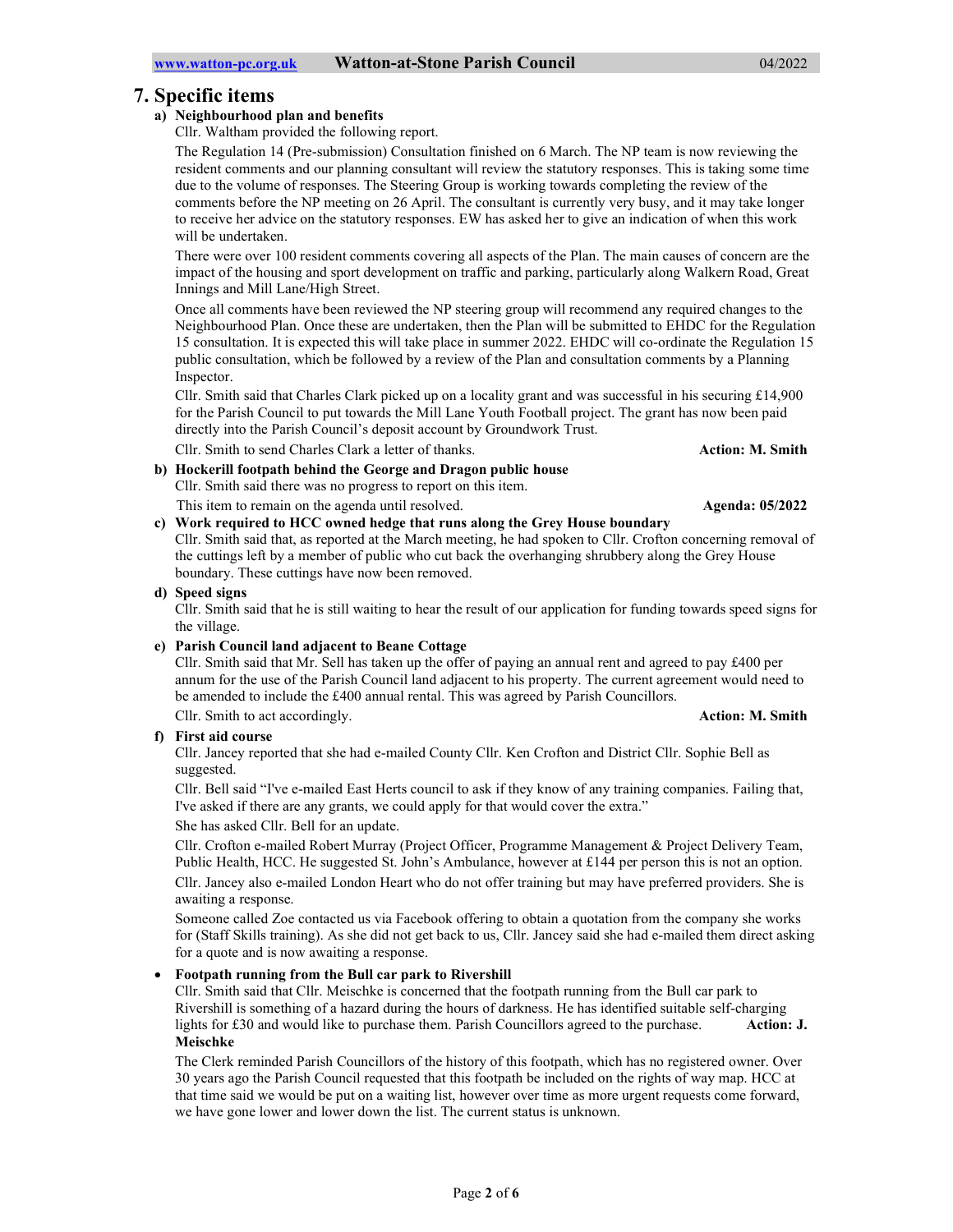## 7. Specific items

**a) Neighbourhood plan and benefits**

Cllr. Waltham provided the following report.

The Regulation 14 (Pre-submission) Consultation finished on 6 March. The NP team is now reviewing the resident comments and our planning consultant will review the statutory responses. This is taking some time due to the volume of responses. The Steering Group is working towards completing the review of the comments before the NP meeting on 26 April. The consultant is currently very busy, and it may take longer to receive her advice on the statutory responses. EW has asked her to give an indication of when this work will be undertaken.

There were over 100 resident comments covering all aspects of the Plan. The main causes of concern are the impact of the housing and sport development on traffic and parking, particularly along Walkern Road, Great Innings and Mill Lane/High Street.

Once all comments have been reviewed the NP steering group will recommend any required changes to the Neighbourhood Plan. Once these are undertaken, then the Plan will be submitted to EHDC for the Regulation 15 consultation. It is expected this will take place in summer 2022. EHDC will co-ordinate the Regulation 15 public consultation, which be followed by a review of the Plan and consultation comments by a Planning Inspector.

Cllr. Smith said that Charles Clark picked up on a locality grant and was successful in his securing £14,900 for the Parish Council to put towards the Mill Lane Youth Football project. The grant has now been paid directly into the Parish Council's deposit account by Groundwork Trust.

Cllr. Smith to send Charles Clark a letter of thanks. **Action: M. Smith**

**b) Hockerill footpath behind the George and Dragon public house**

Cllr. Smith said there was no progress to report on this item.

This item to remain on the agenda until resolved. **Agenda: 05/2022**

**c) Work required to HCC owned hedge that runs along the Grey House boundary**

Cllr. Smith said that, as reported at the March meeting, he had spoken to Cllr. Crofton concerning removal of the cuttings left by a member of public who cut back the overhanging shrubbery along the Grey House boundary. These cuttings have now been removed.

**d) Speed signs**

Cllr. Smith said that he is still waiting to hear the result of our application for funding towards speed signs for the village.

**e) Parish Council land adjacent to Beane Cottage**

Cllr. Smith said that Mr. Sell has taken up the offer of paying an annual rent and agreed to pay £400 per annum for the use of the Parish Council land adjacent to his property. The current agreement would need to be amended to include the £400 annual rental. This was agreed by Parish Councillors.

Cllr. Smith to act accordingly. **Action: M. Smith**

**f) First aid course**

Cllr. Jancey reported that she had e-mailed County Cllr. Ken Crofton and District Cllr. Sophie Bell as suggested.

Cllr. Bell said "I've e-mailed East Herts council to ask if they know of any training companies. Failing that, I've asked if there are any grants, we could apply for that would cover the extra."

She has asked Cllr. Bell for an update.

Cllr. Crofton e-mailed Robert Murray (Project Officer, Programme Management & Project Delivery Team, Public Health, HCC. He suggested St. John's Ambulance, however at £144 per person this is not an option.

Cllr. Jancey also e-mailed London Heart who do not offer training but may have preferred providers. She is awaiting a response.

Someone called Zoe contacted us via Facebook offering to obtain a quotation from the company she works for (Staff Skills training). As she did not get back to us, Cllr. Jancey said she had e-mailed them direct asking for a quote and is now awaiting a response.

- **Footpath running from the Bull car park to Rivershill**

  Cllr. Smith said that Cllr. Meischke is concerned that the footpath running from the Bull car park to Rivershill is something of a hazard during the hours of darkness. He has identified suitable self-charging lights for £30 and would like to purchase them. Parish Councillors agreed to the purchase. **Action: J. Meischke**

  The Clerk reminded Parish Councillors of the history of this footpath, which has no registered owner. Over 30 years ago the Parish Council requested that this footpath be included on the rights of way map. HCC at that time said we would be put on a waiting list, however over time as more urgent requests come forward, we have gone lower and lower down the list. The current status is unknown.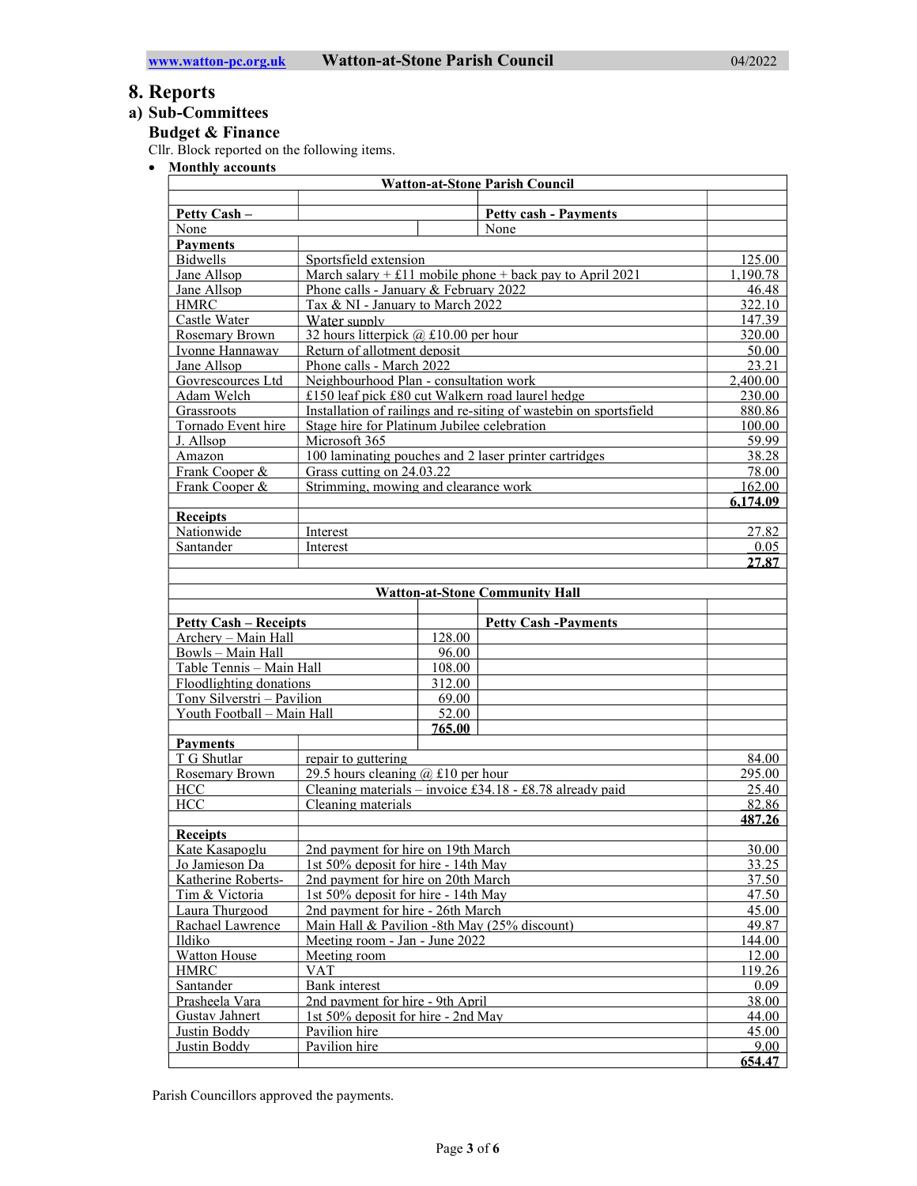# 8. Reports

## a) Sub-Committees

### Budget & Finance

Cllr. Block reported on the following items.

- **Monthly accounts**

| **Watton-at-Stone Parish Council** | | | | |
|---|---|---|---|---|
| | | | | |
| **Petty Cash –** | | | **Petty cash - Payments** | |
| None | | | None | |
| **Payments** | | | | |
| Bidwells | Sportsfield extension | | | 125.00 |
| Jane Allsop | March salary + £11 mobile phone + back pay to April 2021 | | | 1,190.78 |
| Jane Allsop | Phone calls - January & February 2022 | | | 46.48 |
| HMRC | Tax & NI - January to March 2022 | | | 322.10 |
| Castle Water | Water supply | | | 147.39 |
| Rosemary Brown | 32 hours litterpick @ £10.00 per hour | | | 320.00 |
| Ivonne Hannaway | Return of allotment deposit | | | 50.00 |
| Jane Allsop | Phone calls - March 2022 | | | 23.21 |
| Govrescources Ltd | Neighbourhood Plan - consultation work | | | 2,400.00 |
| Adam Welch | £150 leaf pick £80 cut Walkern road laurel hedge | | | 230.00 |
| Grassroots | Installation of railings and re-siting of wastebin on sportsfield | | | 880.86 |
| Tornado Event hire | Stage hire for Platinum Jubilee celebration | | | 100.00 |
| J. Allsop | Microsoft 365 | | | 59.99 |
| Amazon | 100 laminating pouches and 2 laser printer cartridges | | | 38.28 |
| Frank Cooper & | Grass cutting on 24.03.22 | | | 78.00 |
| Frank Cooper & | Strimming, mowing and clearance work | | | 162.00 |
| | | | | **6,174.09** |
| **Receipts** | | | | |
| Nationwide | Interest | | | 27.82 |
| Santander | Interest | | | 0.05 |
| | | | | **27.87** |
| | | | | |
| **Watton-at-Stone Community Hall** | | | | |
| | | | | |
| **Petty Cash – Receipts** | | | **Petty Cash -Payments** | |
| Archery – Main Hall | | 128.00 | | |
| Bowls – Main Hall | | 96.00 | | |
| Table Tennis – Main Hall | | 108.00 | | |
| Floodlighting donations | | 312.00 | | |
| Tony Silverstri – Pavilion | | 69.00 | | |
| Youth Football – Main Hall | | 52.00 | | |
| | | **765.00** | | |
| **Payments** | | | | |
| T G Shutlar | repair to guttering | | | 84.00 |
| Rosemary Brown | 29.5 hours cleaning @ £10 per hour | | | 295.00 |
| HCC | Cleaning materials – invoice £34.18 - £8.78 already paid | | | 25.40 |
| HCC | Cleaning materials | | | 82.86 |
| | | | | **487.26** |
| **Receipts** | | | | |
| Kate Kasapoglu | 2nd payment for hire on 19th March | | | 30.00 |
| Jo Jamieson Da | 1st 50% deposit for hire - 14th May | | | 33.25 |
| Katherine Roberts- | 2nd payment for hire on 20th March | | | 37.50 |
| Tim & Victoria | 1st 50% deposit for hire - 14th May | | | 47.50 |
| Laura Thurgood | 2nd payment for hire - 26th March | | | 45.00 |
| Rachael Lawrence | Main Hall & Pavilion -8th May (25% discount) | | | 49.87 |
| Ildiko | Meeting room - Jan - June 2022 | | | 144.00 |
| Watton House | Meeting room | | | 12.00 |
| HMRC | VAT | | | 119.26 |
| Santander | Bank interest | | | 0.09 |
| Prasheela Vara | 2nd payment for hire - 9th April | | | 38.00 |
| Gustav Jahnert | 1st 50% deposit for hire - 2nd May | | | 44.00 |
| Justin Boddy | Pavilion hire | | | 45.00 |
| Justin Boddy | Pavilion hire | | | 9.00 |
| | | | | **654.47** |

Parish Councillors approved the payments.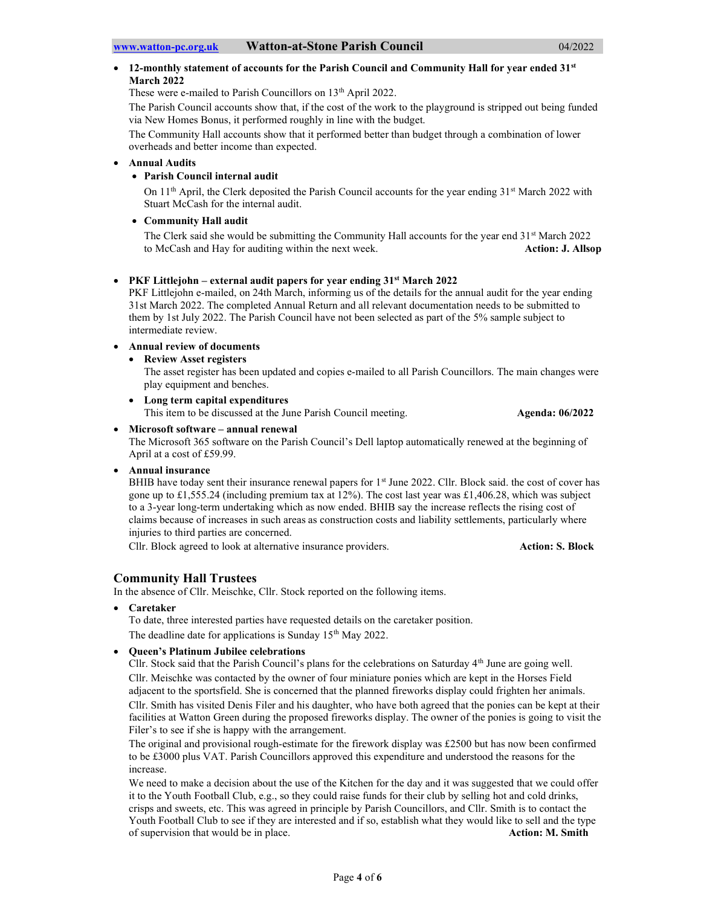- **12-monthly statement of accounts for the Parish Council and Community Hall for year ended 31st March 2022**

  These were e-mailed to Parish Councillors on 13th April 2022.

  The Parish Council accounts show that, if the cost of the work to the playground is stripped out being funded via New Homes Bonus, it performed roughly in line with the budget.

  The Community Hall accounts show that it performed better than budget through a combination of lower overheads and better income than expected.

- **Annual Audits**
  - **Parish Council internal audit**

    On 11th April, the Clerk deposited the Parish Council accounts for the year ending 31st March 2022 with Stuart McCash for the internal audit.

  - **Community Hall audit**

    The Clerk said she would be submitting the Community Hall accounts for the year end 31st March 2022 to McCash and Hay for auditing within the next week. **Action: J. Allsop**

- **PKF Littlejohn – external audit papers for year ending 31st March 2022**

  PKF Littlejohn e-mailed, on 24th March, informing us of the details for the annual audit for the year ending 31st March 2022. The completed Annual Return and all relevant documentation needs to be submitted to them by 1st July 2022. The Parish Council have not been selected as part of the 5% sample subject to intermediate review.

- **Annual review of documents**
  - **Review Asset registers**

    The asset register has been updated and copies e-mailed to all Parish Councillors. The main changes were play equipment and benches.

  - **Long term capital expenditures**

    This item to be discussed at the June Parish Council meeting. **Agenda: 06/2022**

- **Microsoft software – annual renewal**

  The Microsoft 365 software on the Parish Council's Dell laptop automatically renewed at the beginning of April at a cost of £59.99.

- **Annual insurance**

  BHIB have today sent their insurance renewal papers for 1st June 2022. Cllr. Block said. the cost of cover has gone up to £1,555.24 (including premium tax at 12%). The cost last year was £1,406.28, which was subject to a 3-year long-term undertaking which as now ended. BHIB say the increase reflects the rising cost of claims because of increases in such areas as construction costs and liability settlements, particularly where injuries to third parties are concerned.

  Cllr. Block agreed to look at alternative insurance providers. **Action: S. Block**

## Community Hall Trustees

In the absence of Cllr. Meischke, Cllr. Stock reported on the following items.

- **Caretaker**

  To date, three interested parties have requested details on the caretaker position.

  The deadline date for applications is Sunday 15th May 2022.

- **Queen's Platinum Jubilee celebrations**

  Cllr. Stock said that the Parish Council's plans for the celebrations on Saturday 4th June are going well.

  Cllr. Meischke was contacted by the owner of four miniature ponies which are kept in the Horses Field adjacent to the sportsfield. She is concerned that the planned fireworks display could frighten her animals.

  Cllr. Smith has visited Denis Filer and his daughter, who have both agreed that the ponies can be kept at their facilities at Watton Green during the proposed fireworks display. The owner of the ponies is going to visit the Filer's to see if she is happy with the arrangement.

  The original and provisional rough-estimate for the firework display was £2500 but has now been confirmed to be £3000 plus VAT. Parish Councillors approved this expenditure and understood the reasons for the increase.

  We need to make a decision about the use of the Kitchen for the day and it was suggested that we could offer it to the Youth Football Club, e.g., so they could raise funds for their club by selling hot and cold drinks, crisps and sweets, etc. This was agreed in principle by Parish Councillors, and Cllr. Smith is to contact the Youth Football Club to see if they are interested and if so, establish what they would like to sell and the type of supervision that would be in place. **Action: M. Smith**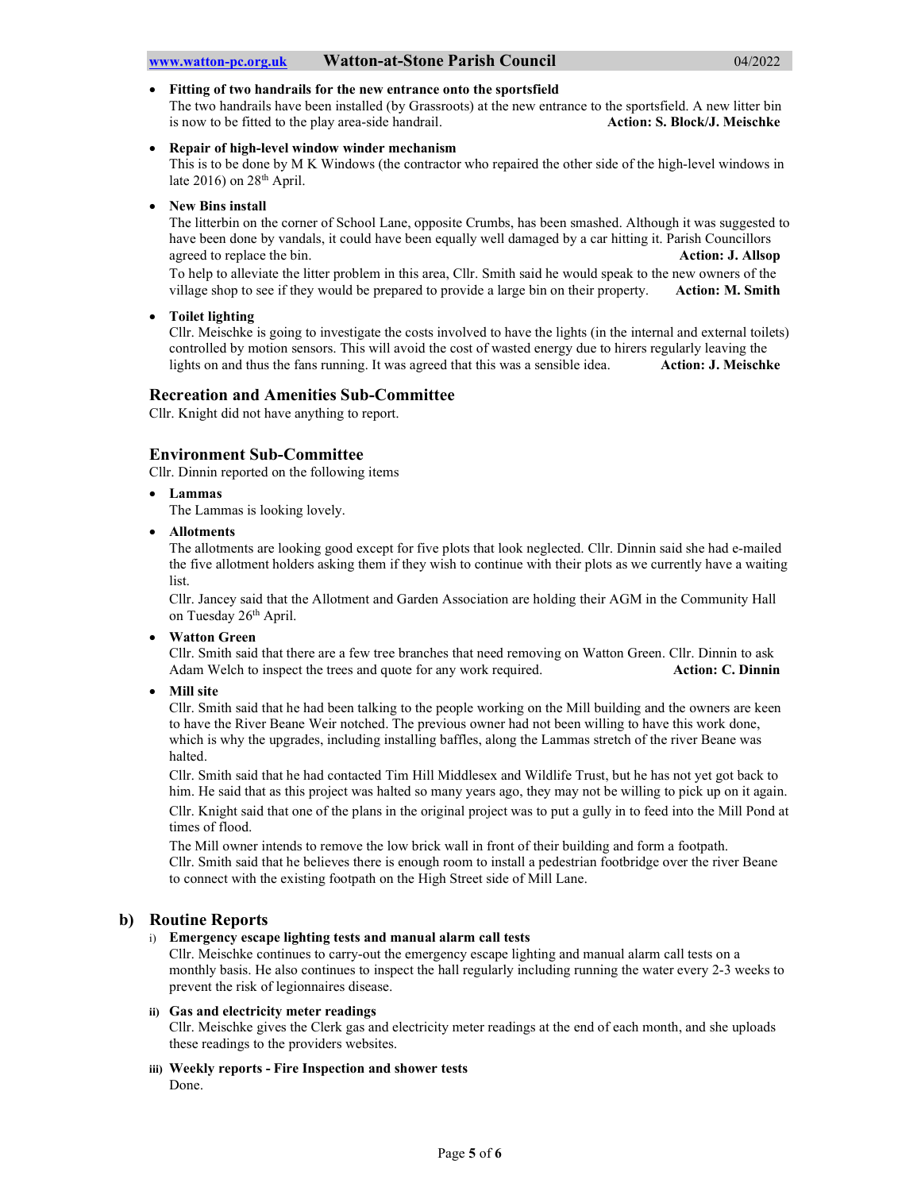- **Fitting of two handrails for the new entrance onto the sportsfield**
  The two handrails have been installed (by Grassroots) at the new entrance to the sportsfield. A new litter bin is now to be fitted to the play area-side handrail. **Action: S. Block/J. Meischke**

- **Repair of high-level window winder mechanism**
  This is to be done by M K Windows (the contractor who repaired the other side of the high-level windows in late 2016) on 28th April.

- **New Bins install**
  The litterbin on the corner of School Lane, opposite Crumbs, has been smashed. Although it was suggested to have been done by vandals, it could have been equally well damaged by a car hitting it. Parish Councillors agreed to replace the bin. **Action: J. Allsop**
  To help to alleviate the litter problem in this area, Cllr. Smith said he would speak to the new owners of the village shop to see if they would be prepared to provide a large bin on their property. **Action: M. Smith**

- **Toilet lighting**
  Cllr. Meischke is going to investigate the costs involved to have the lights (in the internal and external toilets) controlled by motion sensors. This will avoid the cost of wasted energy due to hirers regularly leaving the lights on and thus the fans running. It was agreed that this was a sensible idea. **Action: J. Meischke**

## Recreation and Amenities Sub-Committee

Cllr. Knight did not have anything to report.

## Environment Sub-Committee

Cllr. Dinnin reported on the following items

- **Lammas**
  The Lammas is looking lovely.

- **Allotments**
  The allotments are looking good except for five plots that look neglected. Cllr. Dinnin said she had e-mailed the five allotment holders asking them if they wish to continue with their plots as we currently have a waiting list.
  Cllr. Jancey said that the Allotment and Garden Association are holding their AGM in the Community Hall on Tuesday 26th April.

- **Watton Green**
  Cllr. Smith said that there are a few tree branches that need removing on Watton Green. Cllr. Dinnin to ask Adam Welch to inspect the trees and quote for any work required. **Action: C. Dinnin**

- **Mill site**
  Cllr. Smith said that he had been talking to the people working on the Mill building and the owners are keen to have the River Beane Weir notched. The previous owner had not been willing to have this work done, which is why the upgrades, including installing baffles, along the Lammas stretch of the river Beane was halted.
  Cllr. Smith said that he had contacted Tim Hill Middlesex and Wildlife Trust, but he has not yet got back to him. He said that as this project was halted so many years ago, they may not be willing to pick up on it again.
  Cllr. Knight said that one of the plans in the original project was to put a gully in to feed into the Mill Pond at times of flood.
  The Mill owner intends to remove the low brick wall in front of their building and form a footpath.
  Cllr. Smith said that he believes there is enough room to install a pedestrian footbridge over the river Beane to connect with the existing footpath on the High Street side of Mill Lane.

## b) Routine Reports

i) **Emergency escape lighting tests and manual alarm call tests**
Cllr. Meischke continues to carry-out the emergency escape lighting and manual alarm call tests on a monthly basis. He also continues to inspect the hall regularly including running the water every 2-3 weeks to prevent the risk of legionnaires disease.

ii) **Gas and electricity meter readings**
Cllr. Meischke gives the Clerk gas and electricity meter readings at the end of each month, and she uploads these readings to the providers websites.

iii) **Weekly reports - Fire Inspection and shower tests**
Done.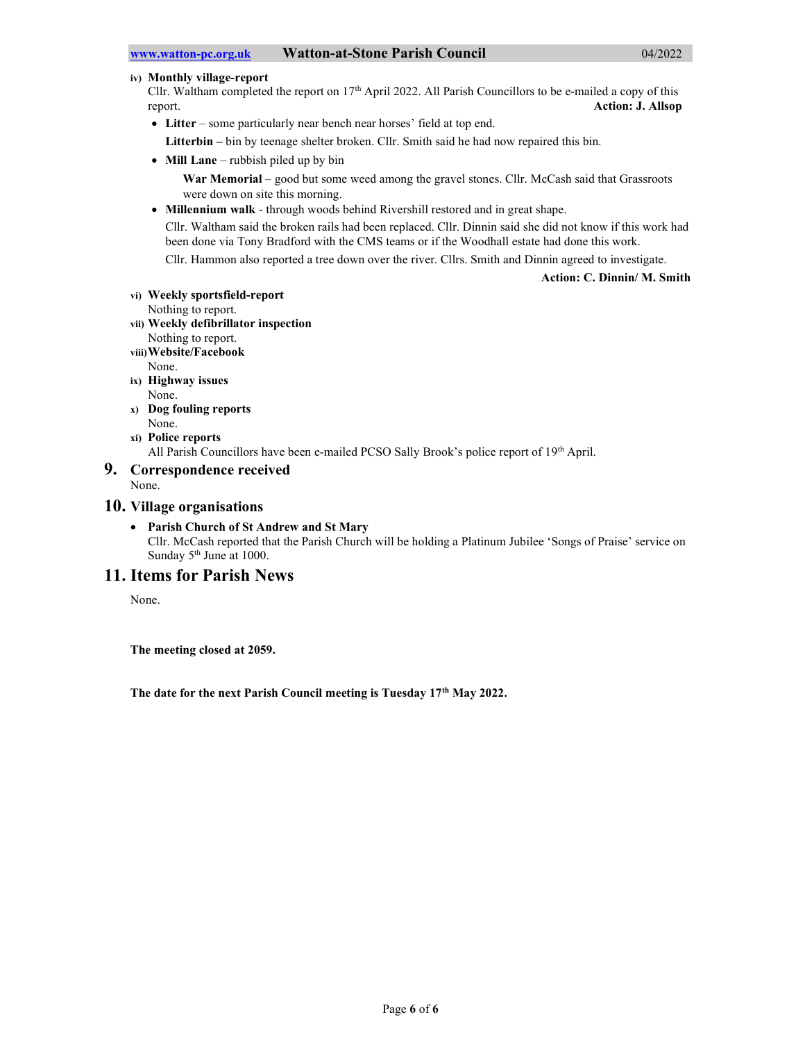**iv) Monthly village-report**

Cllr. Waltham completed the report on 17th April 2022. All Parish Councillors to be e-mailed a copy of this report. **Action: J. Allsop**

- **Litter** – some particularly near bench near horses' field at top end.

  **Litterbin –** bin by teenage shelter broken. Cllr. Smith said he had now repaired this bin.

- **Mill Lane** – rubbish piled up by bin

  **War Memorial** – good but some weed among the gravel stones. Cllr. McCash said that Grassroots were down on site this morning.

- **Millennium walk** - through woods behind Rivershill restored and in great shape.

  Cllr. Waltham said the broken rails had been replaced. Cllr. Dinnin said she did not know if this work had been done via Tony Bradford with the CMS teams or if the Woodhall estate had done this work.

  Cllr. Hammon also reported a tree down over the river. Cllrs. Smith and Dinnin agreed to investigate.

**Action: C. Dinnin/ M. Smith**

**vi) Weekly sportsfield-report**

Nothing to report.

**vii) Weekly defibrillator inspection**

Nothing to report.

**viii) Website/Facebook**

None.

**ix) Highway issues**

None.

**x) Dog fouling reports**

None.

**xi) Police reports**

All Parish Councillors have been e-mailed PCSO Sally Brook's police report of 19th April.

## 9. Correspondence received

None.

## 10. Village organisations

- **Parish Church of St Andrew and St Mary**

  Cllr. McCash reported that the Parish Church will be holding a Platinum Jubilee 'Songs of Praise' service on Sunday 5th June at 1000.

## 11. Items for Parish News

None.

**The meeting closed at 2059.**

**The date for the next Parish Council meeting is Tuesday 17th May 2022.**